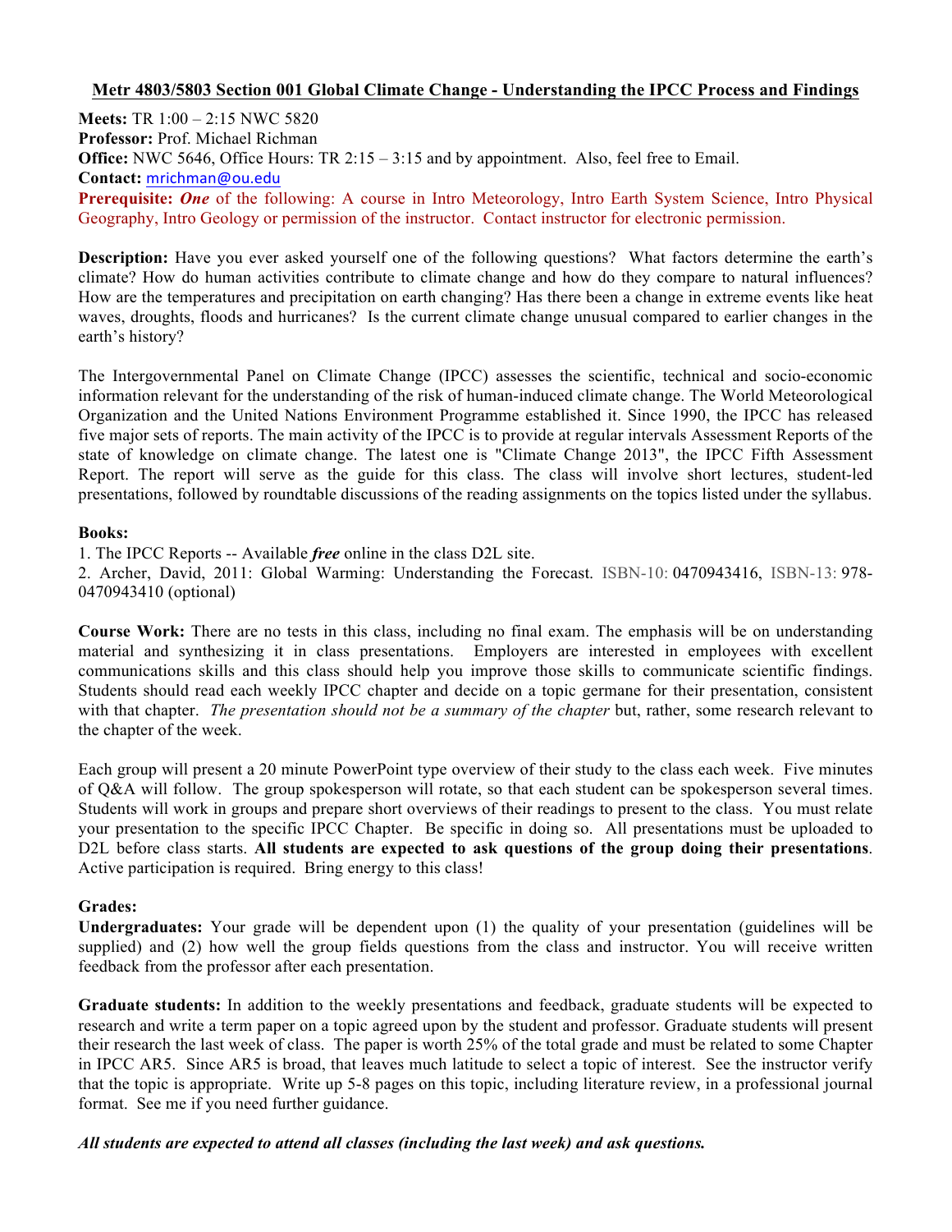## Metr 4803/5803 Section 001 Global Climate Change - Understanding the IPCC Process and Findings

**Meets:** TR 1:00 – 2:15 NWC 5820
**Professor:** Prof. Michael Richman
**Office:** NWC 5646, Office Hours: TR 2:15 – 3:15 and by appointment. Also, feel free to Email.
**Contact:** mrichman@ou.edu
**Prerequisite:** ***One*** of the following: A course in Intro Meteorology, Intro Earth System Science, Intro Physical Geography, Intro Geology or permission of the instructor. Contact instructor for electronic permission.

**Description:** Have you ever asked yourself one of the following questions? What factors determine the earth's climate? How do human activities contribute to climate change and how do they compare to natural influences? How are the temperatures and precipitation on earth changing? Has there been a change in extreme events like heat waves, droughts, floods and hurricanes? Is the current climate change unusual compared to earlier changes in the earth's history?

The Intergovernmental Panel on Climate Change (IPCC) assesses the scientific, technical and socio-economic information relevant for the understanding of the risk of human-induced climate change. The World Meteorological Organization and the United Nations Environment Programme established it. Since 1990, the IPCC has released five major sets of reports. The main activity of the IPCC is to provide at regular intervals Assessment Reports of the state of knowledge on climate change. The latest one is "Climate Change 2013", the IPCC Fifth Assessment Report. The report will serve as the guide for this class. The class will involve short lectures, student-led presentations, followed by roundtable discussions of the reading assignments on the topics listed under the syllabus.

**Books:**
1. The IPCC Reports -- Available ***free*** online in the class D2L site.
2. Archer, David, 2011: Global Warming: Understanding the Forecast. ISBN-10: 0470943416, ISBN-13: 978-0470943410 (optional)

**Course Work:** There are no tests in this class, including no final exam. The emphasis will be on understanding material and synthesizing it in class presentations. Employers are interested in employees with excellent communications skills and this class should help you improve those skills to communicate scientific findings. Students should read each weekly IPCC chapter and decide on a topic germane for their presentation, consistent with that chapter. *The presentation should not be a summary of the chapter* but, rather, some research relevant to the chapter of the week.

Each group will present a 20 minute PowerPoint type overview of their study to the class each week. Five minutes of Q&A will follow. The group spokesperson will rotate, so that each student can be spokesperson several times. Students will work in groups and prepare short overviews of their readings to present to the class. You must relate your presentation to the specific IPCC Chapter. Be specific in doing so. All presentations must be uploaded to D2L before class starts. **All students are expected to ask questions of the group doing their presentations**. Active participation is required. Bring energy to this class!

**Grades:**
**Undergraduates:** Your grade will be dependent upon (1) the quality of your presentation (guidelines will be supplied) and (2) how well the group fields questions from the class and instructor. You will receive written feedback from the professor after each presentation.

**Graduate students:** In addition to the weekly presentations and feedback, graduate students will be expected to research and write a term paper on a topic agreed upon by the student and professor. Graduate students will present their research the last week of class. The paper is worth 25% of the total grade and must be related to some Chapter in IPCC AR5. Since AR5 is broad, that leaves much latitude to select a topic of interest. See the instructor verify that the topic is appropriate. Write up 5-8 pages on this topic, including literature review, in a professional journal format. See me if you need further guidance.

***All students are expected to attend all classes (including the last week) and ask questions.***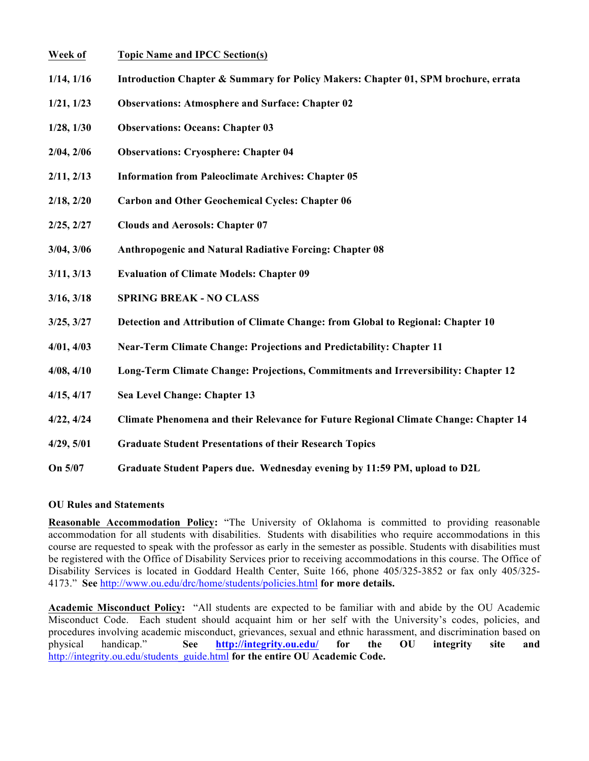| Week of | Topic Name and IPCC Section(s) |
| --- | --- |
| **1/14, 1/16** | **Introduction Chapter & Summary for Policy Makers: Chapter 01, SPM brochure, errata** |
| **1/21, 1/23** | **Observations: Atmosphere and Surface: Chapter 02** |
| **1/28, 1/30** | **Observations: Oceans: Chapter 03** |
| **2/04, 2/06** | **Observations: Cryosphere: Chapter 04** |
| **2/11, 2/13** | **Information from Paleoclimate Archives: Chapter 05** |
| **2/18, 2/20** | **Carbon and Other Geochemical Cycles: Chapter 06** |
| **2/25, 2/27** | **Clouds and Aerosols: Chapter 07** |
| **3/04, 3/06** | **Anthropogenic and Natural Radiative Forcing: Chapter 08** |
| **3/11, 3/13** | **Evaluation of Climate Models: Chapter 09** |
| **3/16, 3/18** | **SPRING BREAK - NO CLASS** |
| **3/25, 3/27** | **Detection and Attribution of Climate Change: from Global to Regional: Chapter 10** |
| **4/01, 4/03** | **Near-Term Climate Change: Projections and Predictability: Chapter 11** |
| **4/08, 4/10** | **Long-Term Climate Change: Projections, Commitments and Irreversibility: Chapter 12** |
| **4/15, 4/17** | **Sea Level Change: Chapter 13** |
| **4/22, 4/24** | **Climate Phenomena and their Relevance for Future Regional Climate Change: Chapter 14** |
| **4/29, 5/01** | **Graduate Student Presentations of their Research Topics** |
| **On 5/07** | **Graduate Student Papers due. Wednesday evening by 11:59 PM, upload to D2L** |

## OU Rules and Statements

**Reasonable Accommodation Policy:** "The University of Oklahoma is committed to providing reasonable accommodation for all students with disabilities. Students with disabilities who require accommodations in this course are requested to speak with the professor as early in the semester as possible. Students with disabilities must be registered with the Office of Disability Services prior to receiving accommodations in this course. The Office of Disability Services is located in Goddard Health Center, Suite 166, phone 405/325-3852 or fax only 405/325-4173." **See** http://www.ou.edu/drc/home/students/policies.html **for more details.**

**Academic Misconduct Policy:** "All students are expected to be familiar with and abide by the OU Academic Misconduct Code. Each student should acquaint him or her self with the University's codes, policies, and procedures involving academic misconduct, grievances, sexual and ethnic harassment, and discrimination based on physical handicap." **See http://integrity.ou.edu/ for the OU integrity site and** http://integrity.ou.edu/students_guide.html **for the entire OU Academic Code.**